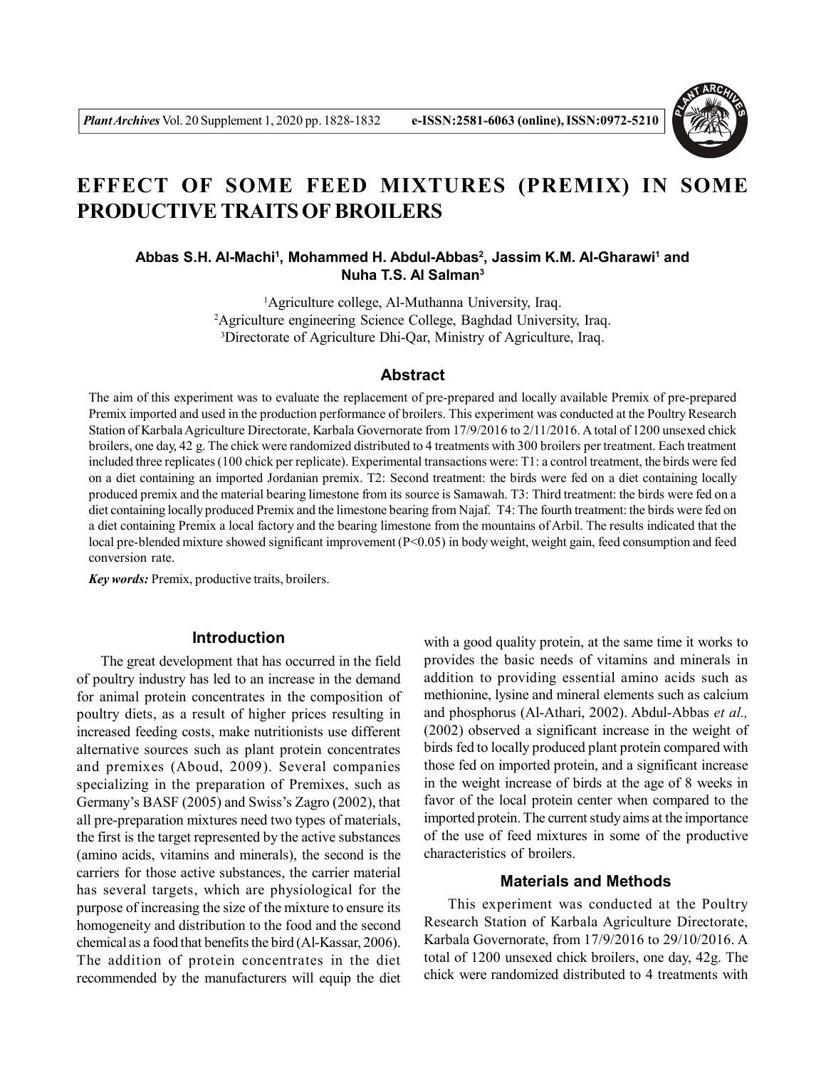# EFFECT OF SOME FEED MIXTURES (PREMIX) IN SOME PRODUCTIVE TRAITS OF BROILERS

**Abbas S.H. Al-Machi[1], Mohammed H. Abdul-Abbas[2], Jassim K.M. Al-Gharawi[1] and Nuha T.S. Al Salman[3]**

[1]Agriculture college, Al-Muthanna University, Iraq.
[2]Agriculture engineering Science College, Baghdad University, Iraq.
[3]Directorate of Agriculture Dhi-Qar, Ministry of Agriculture, Iraq.

## Abstract

The aim of this experiment was to evaluate the replacement of pre-prepared and locally available Premix of pre-prepared Premix imported and used in the production performance of broilers. This experiment was conducted at the Poultry Research Station of Karbala Agriculture Directorate, Karbala Governorate from 17/9/2016 to 2/11/2016. A total of 1200 unsexed chick broilers, one day, 42 g. The chick were randomized distributed to 4 treatments with 300 broilers per treatment. Each treatment included three replicates (100 chick per replicate). Experimental transactions were: T1: a control treatment, the birds were fed on a diet containing an imported Jordanian premix. T2: Second treatment: the birds were fed on a diet containing locally produced premix and the material bearing limestone from its source is Samawah. T3: Third treatment: the birds were fed on a diet containing locally produced Premix and the limestone bearing from Najaf. T4: The fourth treatment: the birds were fed on a diet containing Premix a local factory and the bearing limestone from the mountains of Arbil. The results indicated that the local pre-blended mixture showed significant improvement ($P<0.05$) in body weight, weight gain, feed consumption and feed conversion rate.

***Key words:*** Premix, productive traits, broilers.

## Introduction

The great development that has occurred in the field of poultry industry has led to an increase in the demand for animal protein concentrates in the composition of poultry diets, as a result of higher prices resulting in increased feeding costs, make nutritionists use different alternative sources such as plant protein concentrates and premixes (Aboud, 2009). Several companies specializing in the preparation of Premixes, such as Germany's BASF (2005) and Swiss's Zagro (2002), that all pre-preparation mixtures need two types of materials, the first is the target represented by the active substances (amino acids, vitamins and minerals), the second is the carriers for those active substances, the carrier material has several targets, which are physiological for the purpose of increasing the size of the mixture to ensure its homogeneity and distribution to the food and the second chemical as a food that benefits the bird (Al-Kassar, 2006). The addition of protein concentrates in the diet recommended by the manufacturers will equip the diet with a good quality protein, at the same time it works to provides the basic needs of vitamins and minerals in addition to providing essential amino acids such as methionine, lysine and mineral elements such as calcium and phosphorus (Al-Athari, 2002). Abdul-Abbas *et al.,* (2002) observed a significant increase in the weight of birds fed to locally produced plant protein compared with those fed on imported protein, and a significant increase in the weight increase of birds at the age of 8 weeks in favor of the local protein center when compared to the imported protein. The current study aims at the importance of the use of feed mixtures in some of the productive characteristics of broilers.

## Materials and Methods

This experiment was conducted at the Poultry Research Station of Karbala Agriculture Directorate, Karbala Governorate, from 17/9/2016 to 29/10/2016. A total of 1200 unsexed chick broilers, one day, 42g. The chick were randomized distributed to 4 treatments with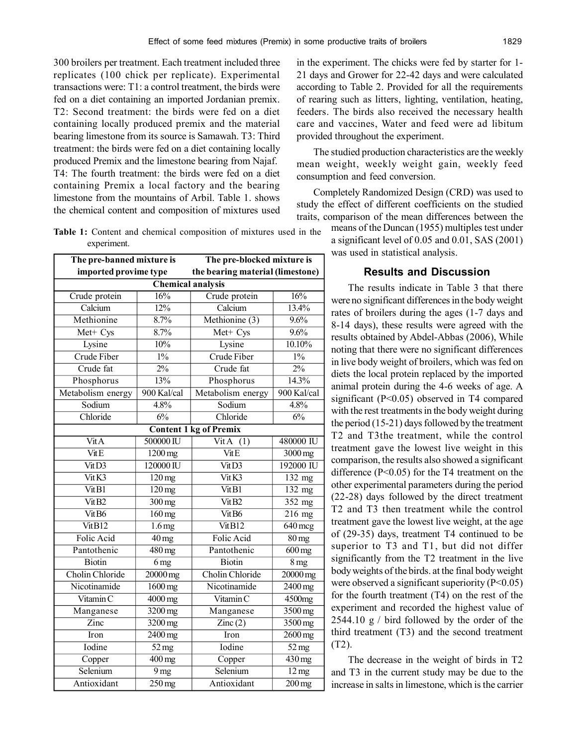300 broilers per treatment. Each treatment included three replicates (100 chick per replicate). Experimental transactions were: T1: a control treatment, the birds were fed on a diet containing an imported Jordanian premix. T2: Second treatment: the birds were fed on a diet containing locally produced premix and the material bearing limestone from its source is Samawah. T3: Third treatment: the birds were fed on a diet containing locally produced Premix and the limestone bearing from Najaf. T4: The fourth treatment: the birds were fed on a diet containing Premix a local factory and the bearing limestone from the mountains of Arbil. Table 1. shows the chemical content and composition of mixtures used in the experiment. The chicks were fed by starter for 1-21 days and Grower for 22-42 days and were calculated according to Table 2. Provided for all the requirements of rearing such as litters, lighting, ventilation, heating, feeders. The birds also received the necessary health care and vaccines, Water and feed were ad libitum provided throughout the experiment.

The studied production characteristics are the weekly mean weight, weekly weight gain, weekly feed consumption and feed conversion.

Completely Randomized Design (CRD) was used to study the effect of different coefficients on the studied traits, comparison of the mean differences between the means of the Duncan (1955) multiples test under a significant level of 0.05 and 0.01, SAS (2001) was used in statistical analysis.

**Table 1:** Content and chemical composition of mixtures used in the experiment.

| The pre-banned mixture is imported provime type | | The pre-blocked mixture is the bearing material (limestone) | |
|---|---|---|---|
| **Chemical analysis** | | | |
| Crude protein | 16% | Crude protein | 16% |
| Calcium | 12% | Calcium | 13.4% |
| Methionine | 8.7% | Methionine (3) | 9.6% |
| Met+ Cys | 8.7% | Met+ Cys | 9.6% |
| Lysine | 10% | Lysine | 10.10% |
| Crude Fiber | 1% | Crude Fiber | 1% |
| Crude fat | 2% | Crude fat | 2% |
| Phosphorus | 13% | Phosphorus | 14.3% |
| Metabolism energy | 900 Kal/cal | Metabolism energy | 900 Kal/cal |
| Sodium | 4.8% | Sodium | 4.8% |
| Chloride | 6% | Chloride | 6% |
| **Content 1 kg of Premix** | | | |
| Vit A | 500000 IU | Vit A (1) | 480000 IU |
| Vit E | 1200 mg | Vit E | 3000 mg |
| Vit D3 | 120000 IU | Vit D3 | 192000 IU |
| Vit K3 | 120 mg | Vit K3 | 132 mg |
| Vit B1 | 120 mg | Vit B1 | 132 mg |
| Vit B2 | 300 mg | Vit B2 | 352 mg |
| Vit B6 | 160 mg | Vit B6 | 216 mg |
| Vit B12 | 1.6 mg | Vit B12 | 640 mcg |
| Folic Acid | 40 mg | Folic Acid | 80 mg |
| Pantothenic | 480 mg | Pantothenic | 600 mg |
| Biotin | 6 mg | Biotin | 8 mg |
| Cholin Chloride | 20000 mg | Cholin Chloride | 20000 mg |
| Nicotinamide | 1600 mg | Nicotinamide | 2400 mg |
| Vitamin C | 4000 mg | Vitamin C | 4500mg |
| Manganese | 3200 mg | Manganese | 3500 mg |
| Zinc | 3200 mg | Zinc (2) | 3500 mg |
| Iron | 2400 mg | Iron | 2600 mg |
| Iodine | 52 mg | Iodine | 52 mg |
| Copper | 400 mg | Copper | 430 mg |
| Selenium | 9 mg | Selenium | 12 mg |
| Antioxidant | 250 mg | Antioxidant | 200 mg |

## Results and Discussion

The results indicate in Table 3 that there were no significant differences in the body weight rates of broilers during the ages (1-7 days and 8-14 days), these results were agreed with the results obtained by Abdel-Abbas (2006), While noting that there were no significant differences in live body weight of broilers, which was fed on diets the local protein replaced by the imported animal protein during the 4-6 weeks of age. A significant ($P<0.05$) observed in T4 compared with the rest treatments in the body weight during the period (15-21) days followed by the treatment T2 and T3the treatment, while the control treatment gave the lowest live weight in this comparison, the results also showed a significant difference ($P<0.05$) for the T4 treatment on the other experimental parameters during the period (22-28) days followed by the direct treatment T2 and T3 then treatment while the control treatment gave the lowest live weight, at the age of (29-35) days, treatment T4 continued to be superior to T3 and T1, but did not differ significantly from the T2 treatment in the live body weights of the birds. at the final body weight were observed a significant superiority ($P<0.05$) for the fourth treatment (T4) on the rest of the experiment and recorded the highest value of 2544.10 g / bird followed by the order of the third treatment (T3) and the second treatment (T2).

The decrease in the weight of birds in T2 and T3 in the current study may be due to the increase in salts in limestone, which is the carrier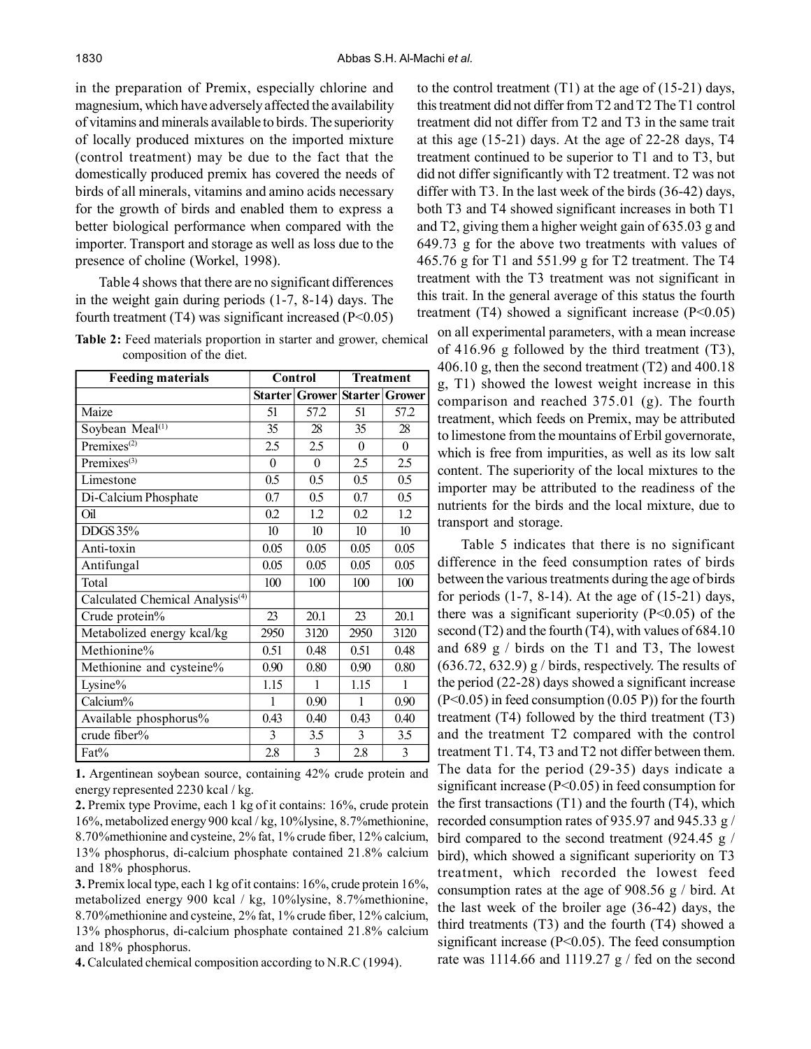in the preparation of Premix, especially chlorine and magnesium, which have adversely affected the availability of vitamins and minerals available to birds. The superiority of locally produced mixtures on the imported mixture (control treatment) may be due to the fact that the domestically produced premix has covered the needs of birds of all minerals, vitamins and amino acids necessary for the growth of birds and enabled them to express a better biological performance when compared with the importer. Transport and storage as well as loss due to the presence of choline (Workel, 1998).

Table 4 shows that there are no significant differences in the weight gain during periods (1-7, 8-14) days. The fourth treatment (T4) was significant increased (P<0.05) to the control treatment (T1) at the age of (15-21) days, this treatment did not differ from T2 and T2 The T1 control treatment did not differ from T2 and T3 in the same trait at this age (15-21) days. At the age of 22-28 days, T4 treatment continued to be superior to T1 and to T3, but did not differ significantly with T2 treatment. T2 was not differ with T3. In the last week of the birds (36-42) days, both T3 and T4 showed significant increases in both T1 and T2, giving them a higher weight gain of 635.03 g and 649.73 g for the above two treatments with values of 465.76 g for T1 and 551.99 g for T2 treatment. The T4 treatment with the T3 treatment was not significant in this trait. In the general average of this status the fourth treatment (T4) showed a significant increase (P<0.05) on all experimental parameters, with a mean increase of 416.96 g followed by the third treatment (T3), 406.10 g, then the second treatment (T2) and 400.18 g, T1) showed the lowest weight increase in this comparison and reached 375.01 (g). The fourth treatment, which feeds on Premix, may be attributed to limestone from the mountains of Erbil governorate, which is free from impurities, as well as its low salt content. The superiority of the local mixtures to the importer may be attributed to the readiness of the nutrients for the birds and the local mixture, due to transport and storage.

**Table 2:** Feed materials proportion in starter and grower, chemical composition of the diet.

| Feeding materials | Control | | Treatment | |
|---|---|---|---|---|
| | Starter | Grower | Starter | Grower |
| Maize | 51 | 57.2 | 51 | 57.2 |
| Soybean Meal[(1)] | 35 | 28 | 35 | 28 |
| Premixes[(2)] | 2.5 | 2.5 | 0 | 0 |
| Premixes[(3)] | 0 | 0 | 2.5 | 2.5 |
| Limestone | 0.5 | 0.5 | 0.5 | 0.5 |
| Di-Calcium Phosphate | 0.7 | 0.5 | 0.7 | 0.5 |
| Oil | 0.2 | 1.2 | 0.2 | 1.2 |
| DDGS 35% | 10 | 10 | 10 | 10 |
| Anti-toxin | 0.05 | 0.05 | 0.05 | 0.05 |
| Antifungal | 0.05 | 0.05 | 0.05 | 0.05 |
| Total | 100 | 100 | 100 | 100 |
| Calculated Chemical Analysis[(4)] | | | | |
| Crude protein% | 23 | 20.1 | 23 | 20.1 |
| Metabolized energy kcal/kg | 2950 | 3120 | 2950 | 3120 |
| Methionine% | 0.51 | 0.48 | 0.51 | 0.48 |
| Methionine and cysteine% | 0.90 | 0.80 | 0.90 | 0.80 |
| Lysine% | 1.15 | 1 | 1.15 | 1 |
| Calcium% | 1 | 0.90 | 1 | 0.90 |
| Available phosphorus% | 0.43 | 0.40 | 0.43 | 0.40 |
| crude fiber% | 3 | 3.5 | 3 | 3.5 |
| Fat% | 2.8 | 3 | 2.8 | 3 |

**1.** Argentinean soybean source, containing 42% crude protein and energy represented 2230 kcal / kg.

**2.** Premix type Provime, each 1 kg of it contains: 16%, crude protein 16%, metabolized energy 900 kcal / kg, 10%lysine, 8.7%methionine, 8.70%methionine and cysteine, 2% fat, 1% crude fiber, 12% calcium, 13% phosphorus, di-calcium phosphate contained 21.8% calcium and 18% phosphorus.

**3.** Premix local type, each 1 kg of it contains: 16%, crude protein 16%, metabolized energy 900 kcal / kg, 10%lysine, 8.7%methionine, 8.70%methionine and cysteine, 2% fat, 1% crude fiber, 12% calcium, 13% phosphorus, di-calcium phosphate contained 21.8% calcium and 18% phosphorus.

**4.** Calculated chemical composition according to N.R.C (1994).

Table 5 indicates that there is no significant difference in the feed consumption rates of birds between the various treatments during the age of birds for periods (1-7, 8-14). At the age of (15-21) days, there was a significant superiority (P<0.05) of the second (T2) and the fourth (T4), with values of 684.10 and 689 g / birds on the T1 and T3, The lowest (636.72, 632.9) g / birds, respectively. The results of the period (22-28) days showed a significant increase (P<0.05) in feed consumption (0.05 P)) for the fourth treatment (T4) followed by the third treatment (T3) and the treatment T2 compared with the control treatment T1. T4, T3 and T2 not differ between them. The data for the period (29-35) days indicate a significant increase (P<0.05) in feed consumption for the first transactions (T1) and the fourth (T4), which recorded consumption rates of 935.97 and 945.33 g / bird compared to the second treatment (924.45 g / bird), which showed a significant superiority on T3 treatment, which recorded the lowest feed consumption rates at the age of 908.56 g / bird. At the last week of the broiler age (36-42) days, the third treatments (T3) and the fourth (T4) showed a significant increase (P<0.05). The feed consumption rate was 1114.66 and 1119.27 g / fed on the second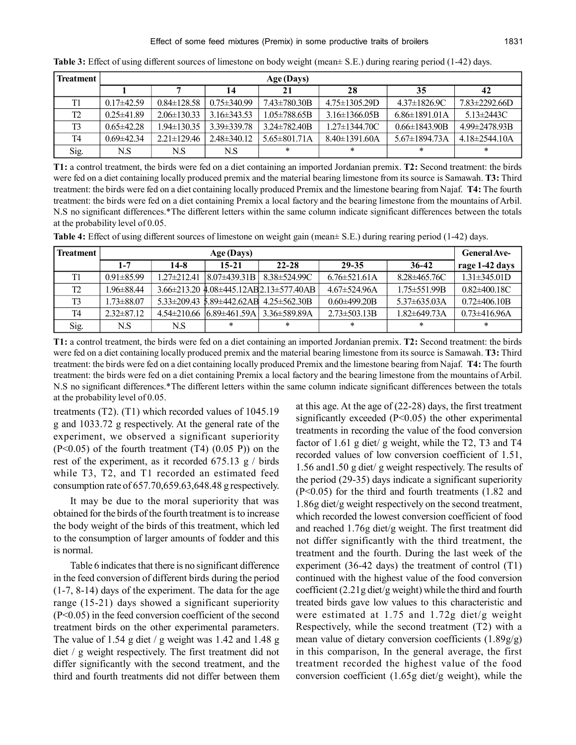**Table 3:** Effect of using different sources of limestone on body weight (mean± S.E.) during rearing period (1-42) days.

| Treatment | Age (Days) | | | | | | |
|---|---|---|---|---|---|---|---|
| | 1 | 7 | 14 | 21 | 28 | 35 | 42 |
| T1 | 0.17±42.59 | 0.84±128.58 | 0.75±340.99 | 7.43±780.30B | 4.75±1305.29D | 4.37±1826.9C | 7.83±2292.66D |
| T2 | 0.25±41.89 | 2.06±130.33 | 3.16±343.53 | 1.05±788.65B | 3.16±1366.05B | 6.86±1891.01A | 5.13±2443C |
| T3 | 0.65±42.28 | 1.94±130.35 | 3.39±339.78 | 3.24±782.40B | 1.27±1344.70C | 0.66±1843.90B | 4.99±2478.93B |
| T4 | 0.69±42.34 | 2.21±129.46 | 2.48±340.12 | 5.65±801.71A | 8.40±1391.60A | 5.67±1894.73A | 4.18±2544.10A |
| Sig. | N.S | N.S | N.S | * | * | * | * |

**T1:** a control treatment, the birds were fed on a diet containing an imported Jordanian premix. **T2:** Second treatment: the birds were fed on a diet containing locally produced premix and the material bearing limestone from its source is Samawah. **T3:** Third treatment: the birds were fed on a diet containing locally produced Premix and the limestone bearing from Najaf. **T4:** The fourth treatment: the birds were fed on a diet containing Premix a local factory and the bearing limestone from the mountains of Arbil. N.S no significant differences.*The different letters within the same column indicate significant differences between the totals at the probability level of 0.05.

**Table 4:** Effect of using different sources of limestone on weight gain (mean± S.E.) during rearing period (1-42) days.

| Treatment | Age (Days) | | | | | | General Average 1-42 days |
|---|---|---|---|---|---|---|---|
| | 1-7 | 14-8 | 15-21 | 22-28 | 29-35 | 36-42 | |
| T1 | 0.91±85.99 | 1.27±212.41 | 8.07±439.31B | 8.38±524.99C | 6.76±521.61A | 8.28±465.76C | 1.31±345.01D |
| T2 | 1.96±88.44 | 3.66±213.20 | 4.08±445.12AB | 2.13±577.40AB | 4.67±524.96A | 1.75±551.99B | 0.82±400.18C |
| T3 | 1.73±88.07 | 5.33±209.43 | 5.89±442.62AB | 4.25±562.30B | 0.60±499.20B | 5.37±635.03A | 0.72±406.10B |
| T4 | 2.32±87.12 | 4.54±210.66 | 6.89±461.59A | 3.36±589.89A | 2.73±503.13B | 1.82±649.73A | 0.73±416.96A |
| Sig. | N.S | N.S | * | * | * | * | * |

**T1:** a control treatment, the birds were fed on a diet containing an imported Jordanian premix. **T2:** Second treatment: the birds were fed on a diet containing locally produced premix and the material bearing limestone from its source is Samawah. **T3:** Third treatment: the birds were fed on a diet containing locally produced Premix and the limestone bearing from Najaf. **T4:** The fourth treatment: the birds were fed on a diet containing Premix a local factory and the bearing limestone from the mountains of Arbil. N.S no significant differences.*The different letters within the same column indicate significant differences between the totals at the probability level of 0.05.

treatments (T2). (T1) which recorded values of 1045.19 g and 1033.72 g respectively. At the general rate of the experiment, we observed a significant superiority (P<0.05) of the fourth treatment (T4) (0.05 P)) on the rest of the experiment, as it recorded 675.13 g / birds while T3, T2, and T1 recorded an estimated feed consumption rate of 657.70,659.63,648.48 g respectively.

It may be due to the moral superiority that was obtained for the birds of the fourth treatment is to increase the body weight of the birds of this treatment, which led to the consumption of larger amounts of fodder and this is normal.

Table 6 indicates that there is no significant difference in the feed conversion of different birds during the period (1-7, 8-14) days of the experiment. The data for the age range (15-21) days showed a significant superiority (P<0.05) in the feed conversion coefficient of the second treatment birds on the other experimental parameters. The value of 1.54 g diet / g weight was 1.42 and 1.48 g diet / g weight respectively. The first treatment did not differ significantly with the second treatment, and the third and fourth treatments did not differ between them at this age. At the age of (22-28) days, the first treatment significantly exceeded (P<0.05) the other experimental treatments in recording the value of the food conversion factor of 1.61 g diet/ g weight, while the T2, T3 and T4 recorded values of low conversion coefficient of 1.51, 1.56 and1.50 g diet/ g weight respectively. The results of the period (29-35) days indicate a significant superiority (P<0.05) for the third and fourth treatments (1.82 and 1.86g diet/g weight respectively on the second treatment, which recorded the lowest conversion coefficient of food and reached 1.76g diet/g weight. The first treatment did not differ significantly with the third treatment, the treatment and the fourth. During the last week of the experiment (36-42 days) the treatment of control (T1) continued with the highest value of the food conversion coefficient (2.21g diet/g weight) while the third and fourth treated birds gave low values to this characteristic and were estimated at 1.75 and 1.72g diet/g weight Respectively, while the second treatment (T2) with a mean value of dietary conversion coefficients (1.89g/g) in this comparison, In the general average, the first treatment recorded the highest value of the food conversion coefficient (1.65g diet/g weight), while the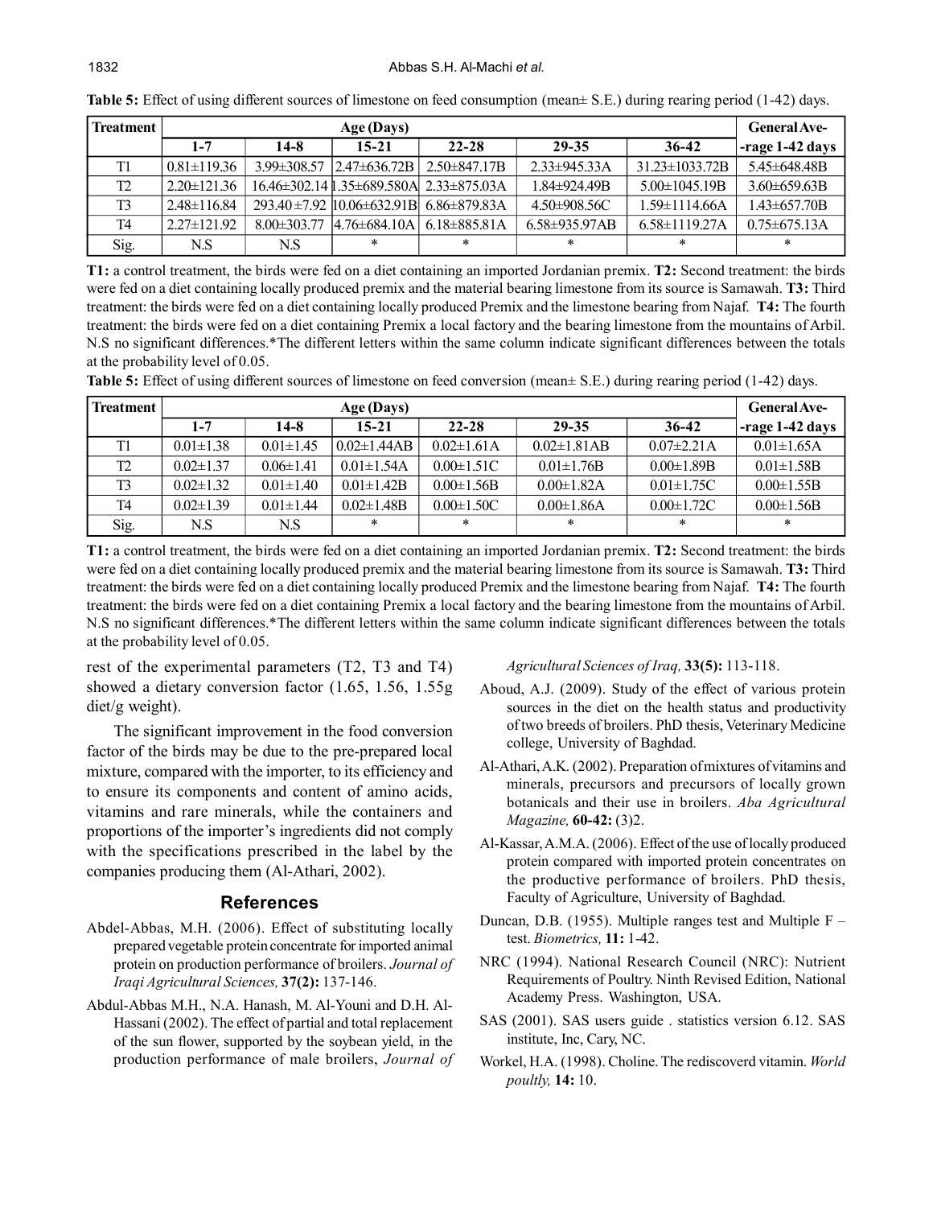**Table 5:** Effect of using different sources of limestone on feed consumption (mean± S.E.) during rearing period (1-42) days.

| Treatment | Age (Days) | | | | | | General Ave-rage 1-42 days |
|---|---|---|---|---|---|---|---|
| | 1-7 | 14-8 | 15-21 | 22-28 | 29-35 | 36-42 | |
| T1 | 0.81±119.36 | 3.99±308.57 | 2.47±636.72B | 2.50±847.17B | 2.33±945.33A | 31.23±1033.72B | 5.45±648.48B |
| T2 | 2.20±121.36 | 16.46±302.14 | 1.35±689.580A | 2.33±875.03A | 1.84±924.49B | 5.00±1045.19B | 3.60±659.63B |
| T3 | 2.48±116.84 | 293.40±7.92 | 10.06±632.91B | 6.86±879.83A | 4.50±908.56C | 1.59±1114.66A | 1.43±657.70B |
| T4 | 2.27±121.92 | 8.00±303.77 | 4.76±684.10A | 6.18±885.81A | 6.58±935.97AB | 6.58±1119.27A | 0.75±675.13A |
| Sig. | N.S | N.S | * | * | * | * | * |

**T1:** a control treatment, the birds were fed on a diet containing an imported Jordanian premix. **T2:** Second treatment: the birds were fed on a diet containing locally produced premix and the material bearing limestone from its source is Samawah. **T3:** Third treatment: the birds were fed on a diet containing locally produced Premix and the limestone bearing from Najaf. **T4:** The fourth treatment: the birds were fed on a diet containing Premix a local factory and the bearing limestone from the mountains of Arbil. N.S no significant differences.*The different letters within the same column indicate significant differences between the totals at the probability level of 0.05.

**Table 5:** Effect of using different sources of limestone on feed conversion (mean± S.E.) during rearing period (1-42) days.

| Treatment | Age (Days) | | | | | | General Ave-rage 1-42 days |
|---|---|---|---|---|---|---|---|
| | 1-7 | 14-8 | 15-21 | 22-28 | 29-35 | 36-42 | |
| T1 | 0.01±1.38 | 0.01±1.45 | 0.02±1.44AB | 0.02±1.61A | 0.02±1.81AB | 0.07±2.21A | 0.01±1.65A |
| T2 | 0.02±1.37 | 0.06±1.41 | 0.01±1.54A | 0.00±1.51C | 0.01±1.76B | 0.00±1.89B | 0.01±1.58B |
| T3 | 0.02±1.32 | 0.01±1.40 | 0.01±1.42B | 0.00±1.56B | 0.00±1.82A | 0.01±1.75C | 0.00±1.55B |
| T4 | 0.02±1.39 | 0.01±1.44 | 0.02±1.48B | 0.00±1.50C | 0.00±1.86A | 0.00±1.72C | 0.00±1.56B |
| Sig. | N.S | N.S | * | * | * | * | * |

**T1:** a control treatment, the birds were fed on a diet containing an imported Jordanian premix. **T2:** Second treatment: the birds were fed on a diet containing locally produced premix and the material bearing limestone from its source is Samawah. **T3:** Third treatment: the birds were fed on a diet containing locally produced Premix and the limestone bearing from Najaf. **T4:** The fourth treatment: the birds were fed on a diet containing Premix a local factory and the bearing limestone from the mountains of Arbil. N.S no significant differences.*The different letters within the same column indicate significant differences between the totals at the probability level of 0.05.

rest of the experimental parameters (T2, T3 and T4) showed a dietary conversion factor (1.65, 1.56, 1.55g diet/g weight).

The significant improvement in the food conversion factor of the birds may be due to the pre-prepared local mixture, compared with the importer, to its efficiency and to ensure its components and content of amino acids, vitamins and rare minerals, while the containers and proportions of the importer's ingredients did not comply with the specifications prescribed in the label by the companies producing them (Al-Athari, 2002).

## References

Abdel-Abbas, M.H. (2006). Effect of substituting locally prepared vegetable protein concentrate for imported animal protein on production performance of broilers. *Journal of Iraqi Agricultural Sciences,* **37(2):** 137-146.

Abdul-Abbas M.H., N.A. Hanash, M. Al-Youni and D.H. Al-Hassani (2002). The effect of partial and total replacement of the sun flower, supported by the soybean yield, in the production performance of male broilers, *Journal of Agricultural Sciences of Iraq,* **33(5):** 113-118.

Aboud, A.J. (2009). Study of the effect of various protein sources in the diet on the health status and productivity of two breeds of broilers. PhD thesis, Veterinary Medicine college, University of Baghdad.

Al-Athari, A.K. (2002). Preparation of mixtures of vitamins and minerals, precursors and precursors of locally grown botanicals and their use in broilers. *Aba Agricultural Magazine,* **60-42:** (3)2.

Al-Kassar, A.M.A. (2006). Effect of the use of locally produced protein compared with imported protein concentrates on the productive performance of broilers. PhD thesis, Faculty of Agriculture, University of Baghdad.

Duncan, D.B. (1955). Multiple ranges test and Multiple F – test. *Biometrics,* **11:** 1-42.

NRC (1994). National Research Council (NRC): Nutrient Requirements of Poultry. Ninth Revised Edition, National Academy Press. Washington, USA.

SAS (2001). SAS users guide . statistics version 6.12. SAS institute, Inc, Cary, NC.

Workel, H.A. (1998). Choline. The rediscoverd vitamin. *World poultly,* **14:** 10.